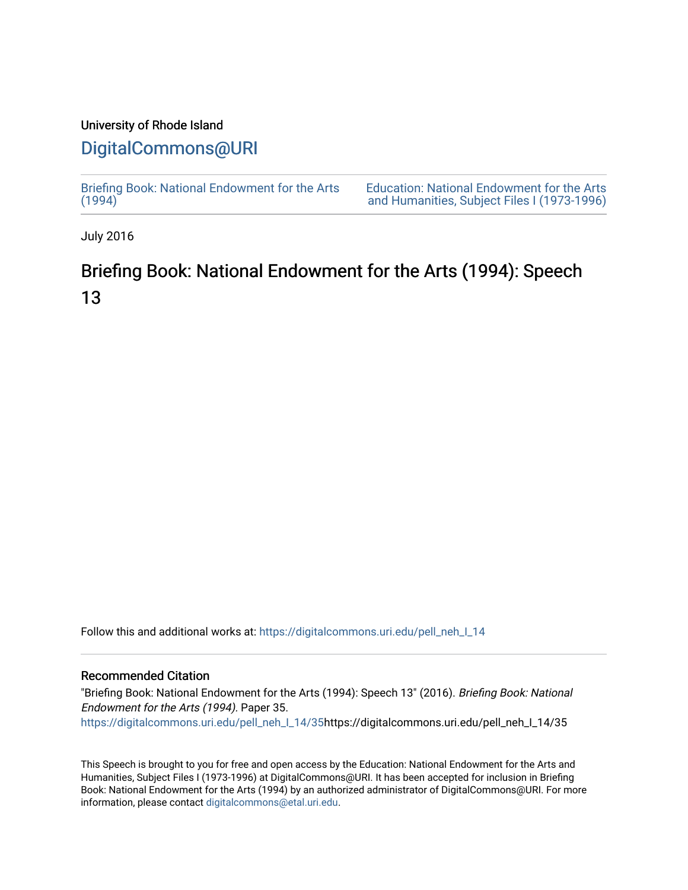University of Rhode Island

# DigitalCommons@URI

Briefing Book: National Endowment for the Arts (1994)

Education: National Endowment for the Arts and Humanities, Subject Files I (1973-1996)

July 2016

## Briefing Book: National Endowment for the Arts (1994): Speech 13

Follow this and additional works at: https://digitalcommons.uri.edu/pell_neh_I_14

### Recommended Citation

"Briefing Book: National Endowment for the Arts (1994): Speech 13" (2016). *Briefing Book: National Endowment for the Arts (1994).* Paper 35.
https://digitalcommons.uri.edu/pell_neh_I_14/35https://digitalcommons.uri.edu/pell_neh_I_14/35

This Speech is brought to you for free and open access by the Education: National Endowment for the Arts and Humanities, Subject Files I (1973-1996) at DigitalCommons@URI. It has been accepted for inclusion in Briefing Book: National Endowment for the Arts (1994) by an authorized administrator of DigitalCommons@URI. For more information, please contact digitalcommons@etal.uri.edu.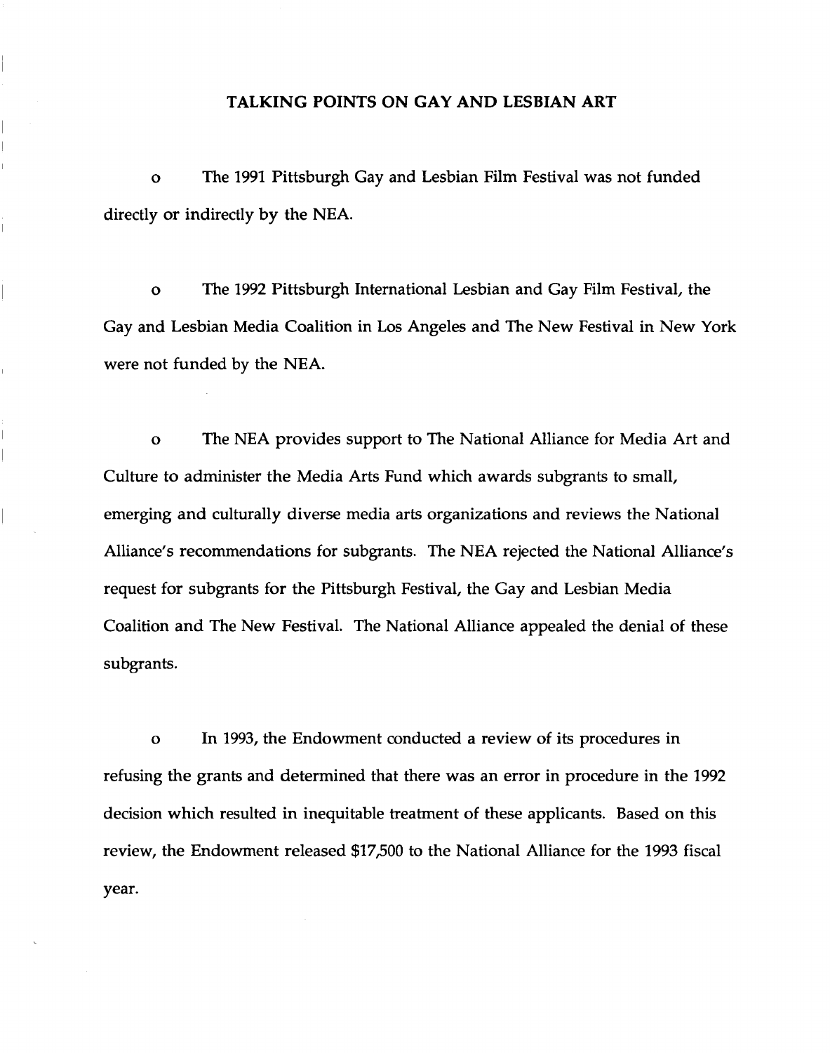## TALKING POINTS ON GAY AND LESBIAN ART

- The 1991 Pittsburgh Gay and Lesbian Film Festival was not funded directly or indirectly by the NEA.

- The 1992 Pittsburgh International Lesbian and Gay Film Festival, the Gay and Lesbian Media Coalition in Los Angeles and The New Festival in New York were not funded by the NEA.

- The NEA provides support to The National Alliance for Media Art and Culture to administer the Media Arts Fund which awards subgrants to small, emerging and culturally diverse media arts organizations and reviews the National Alliance's recommendations for subgrants. The NEA rejected the National Alliance's request for subgrants for the Pittsburgh Festival, the Gay and Lesbian Media Coalition and The New Festival. The National Alliance appealed the denial of these subgrants.

- In 1993, the Endowment conducted a review of its procedures in refusing the grants and determined that there was an error in procedure in the 1992 decision which resulted in inequitable treatment of these applicants. Based on this review, the Endowment released $17,500 to the National Alliance for the 1993 fiscal year.